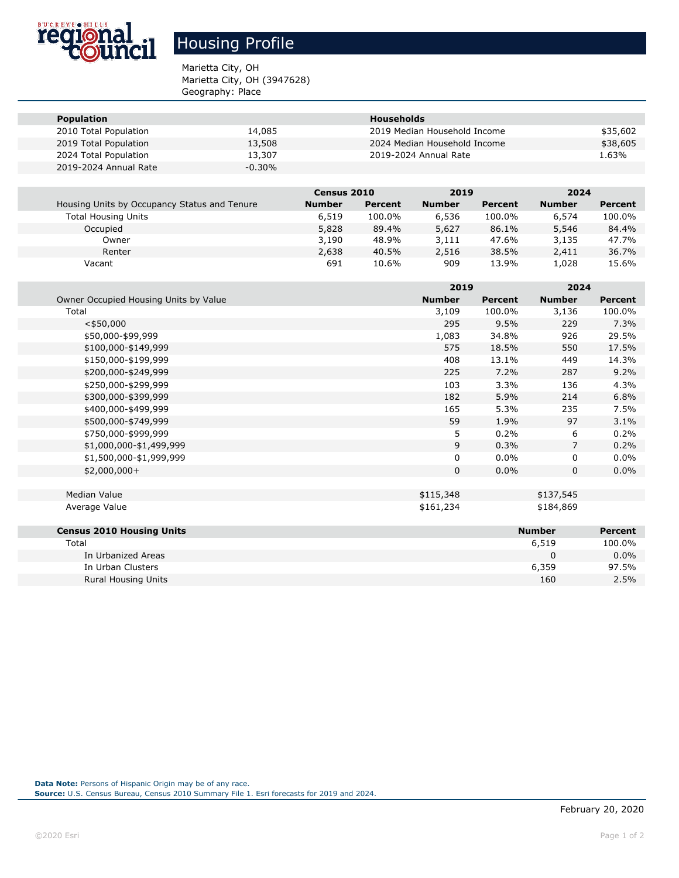# Housing Profile

Marietta City, OH
Marietta City, OH (3947628)
Geography: Place

| Population | | Households | |
|---|---|---|---|
| 2010 Total Population | 14,085 | 2019 Median Household Income | $35,602 |
| 2019 Total Population | 13,508 | 2024 Median Household Income | $38,605 |
| 2024 Total Population | 13,307 | 2019-2024 Annual Rate | 1.63% |
| 2019-2024 Annual Rate | -0.30% | | |

| | Census 2010 | | 2019 | | 2024 | |
|---|---|---|---|---|---|---|
| Housing Units by Occupancy Status and Tenure | Number | Percent | Number | Percent | Number | Percent |
| Total Housing Units | 6,519 | 100.0% | 6,536 | 100.0% | 6,574 | 100.0% |
| Occupied | 5,828 | 89.4% | 5,627 | 86.1% | 5,546 | 84.4% |
| Owner | 3,190 | 48.9% | 3,111 | 47.6% | 3,135 | 47.7% |
| Renter | 2,638 | 40.5% | 2,516 | 38.5% | 2,411 | 36.7% |
| Vacant | 691 | 10.6% | 909 | 13.9% | 1,028 | 15.6% |

| | 2019 | | 2024 | |
|---|---|---|---|---|
| Owner Occupied Housing Units by Value | Number | Percent | Number | Percent |
| Total | 3,109 | 100.0% | 3,136 | 100.0% |
| <$50,000 | 295 | 9.5% | 229 | 7.3% |
| $50,000-$99,999 | 1,083 | 34.8% | 926 | 29.5% |
| $100,000-$149,999 | 575 | 18.5% | 550 | 17.5% |
| $150,000-$199,999 | 408 | 13.1% | 449 | 14.3% |
| $200,000-$249,999 | 225 | 7.2% | 287 | 9.2% |
| $250,000-$299,999 | 103 | 3.3% | 136 | 4.3% |
| $300,000-$399,999 | 182 | 5.9% | 214 | 6.8% |
| $400,000-$499,999 | 165 | 5.3% | 235 | 7.5% |
| $500,000-$749,999 | 59 | 1.9% | 97 | 3.1% |
| $750,000-$999,999 | 5 | 0.2% | 6 | 0.2% |
| $1,000,000-$1,499,999 | 9 | 0.3% | 7 | 0.2% |
| $1,500,000-$1,999,999 | 0 | 0.0% | 0 | 0.0% |
| $2,000,000+ | 0 | 0.0% | 0 | 0.0% |
| | | | | |
| Median Value | $115,348 | | $137,545 | |
| Average Value | $161,234 | | $184,869 | |

| Census 2010 Housing Units | Number | Percent |
|---|---|---|
| Total | 6,519 | 100.0% |
| In Urbanized Areas | 0 | 0.0% |
| In Urban Clusters | 6,359 | 97.5% |
| Rural Housing Units | 160 | 2.5% |

**Data Note:** Persons of Hispanic Origin may be of any race.
**Source:** U.S. Census Bureau, Census 2010 Summary File 1. Esri forecasts for 2019 and 2024.

February 20, 2020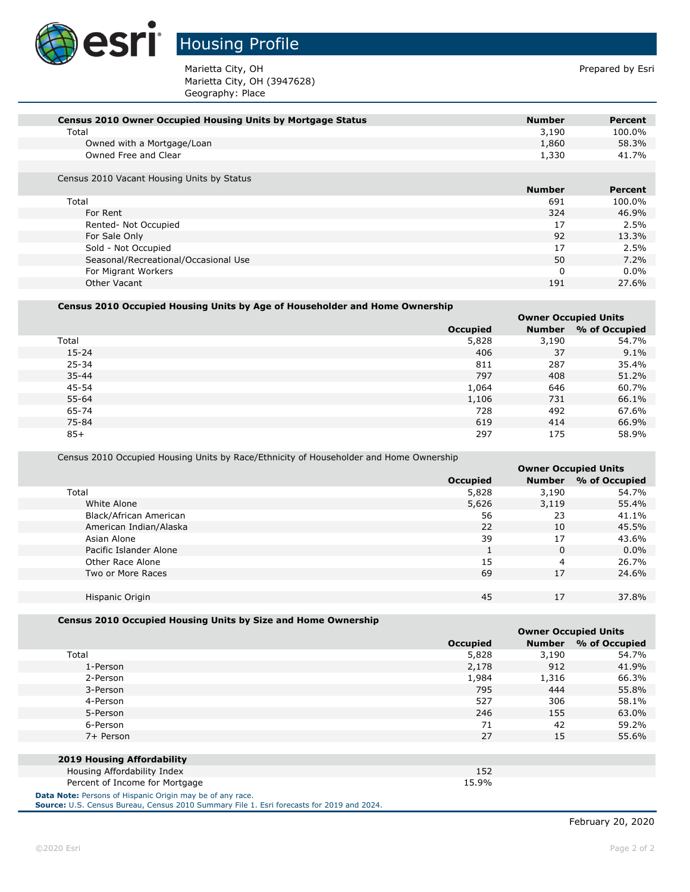# Housing Profile

Marietta City, OH
Marietta City, OH (3947628)
Geography: Place

Prepared by Esri

| Census 2010 Owner Occupied Housing Units by Mortgage Status | Number | Percent |
|---|---|---|
| Total | 3,190 | 100.0% |
| Owned with a Mortgage/Loan | 1,860 | 58.3% |
| Owned Free and Clear | 1,330 | 41.7% |

| Census 2010 Vacant Housing Units by Status | Number | Percent |
|---|---|---|
| Total | 691 | 100.0% |
| For Rent | 324 | 46.9% |
| Rented- Not Occupied | 17 | 2.5% |
| For Sale Only | 92 | 13.3% |
| Sold - Not Occupied | 17 | 2.5% |
| Seasonal/Recreational/Occasional Use | 50 | 7.2% |
| For Migrant Workers | 0 | 0.0% |
| Other Vacant | 191 | 27.6% |

| Census 2010 Occupied Housing Units by Age of Householder and Home Ownership | | Owner Occupied Units | |
|---|---|---|---|
| | Occupied | Number | % of Occupied |
| Total | 5,828 | 3,190 | 54.7% |
| 15-24 | 406 | 37 | 9.1% |
| 25-34 | 811 | 287 | 35.4% |
| 35-44 | 797 | 408 | 51.2% |
| 45-54 | 1,064 | 646 | 60.7% |
| 55-64 | 1,106 | 731 | 66.1% |
| 65-74 | 728 | 492 | 67.6% |
| 75-84 | 619 | 414 | 66.9% |
| 85+ | 297 | 175 | 58.9% |

| Census 2010 Occupied Housing Units by Race/Ethnicity of Householder and Home Ownership | | Owner Occupied Units | |
|---|---|---|---|
| | Occupied | Number | % of Occupied |
| Total | 5,828 | 3,190 | 54.7% |
| White Alone | 5,626 | 3,119 | 55.4% |
| Black/African American | 56 | 23 | 41.1% |
| American Indian/Alaska | 22 | 10 | 45.5% |
| Asian Alone | 39 | 17 | 43.6% |
| Pacific Islander Alone | 1 | 0 | 0.0% |
| Other Race Alone | 15 | 4 | 26.7% |
| Two or More Races | 69 | 17 | 24.6% |
| | | | |
| Hispanic Origin | 45 | 17 | 37.8% |

| Census 2010 Occupied Housing Units by Size and Home Ownership | | Owner Occupied Units | |
|---|---|---|---|
| | Occupied | Number | % of Occupied |
| Total | 5,828 | 3,190 | 54.7% |
| 1-Person | 2,178 | 912 | 41.9% |
| 2-Person | 1,984 | 1,316 | 66.3% |
| 3-Person | 795 | 444 | 55.8% |
| 4-Person | 527 | 306 | 58.1% |
| 5-Person | 246 | 155 | 63.0% |
| 6-Person | 71 | 42 | 59.2% |
| 7+ Person | 27 | 15 | 55.6% |

| 2019 Housing Affordability | |
|---|---|
| Housing Affordability Index | 152 |
| Percent of Income for Mortgage | 15.9% |

**Data Note:** Persons of Hispanic Origin may be of any race.
**Source:** U.S. Census Bureau, Census 2010 Summary File 1. Esri forecasts for 2019 and 2024.

February 20, 2020